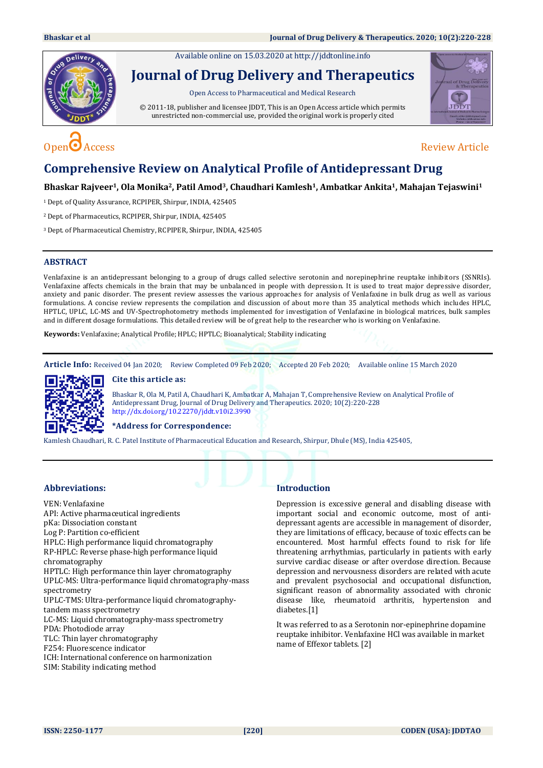Available online on 15.03.2020 at http://jddtonline.info

# Journal of Drug Delivery and Therapeutics

Open Access to Pharmaceutical and Medical Research

© 2011-18, publisher and licensee JDDT, This is an Open Access article which permits unrestricted non-commercial use, provided the original work is properly cited

Open Access

Review Article

# Comprehensive Review on Analytical Profile of Antidepressant Drug

**Bhaskar Rajveer[1], Ola Monika[2], Patil Amod[3], Chaudhari Kamlesh[1], Ambatkar Ankita[1], Mahajan Tejaswini[1]**

[1] Dept. of Quality Assurance, RCPIPER, Shirpur, INDIA, 425405

[2] Dept. of Pharmaceutics, RCPIPER, Shirpur, INDIA, 425405

[3] Dept. of Pharmaceutical Chemistry, RCPIPER, Shirpur, INDIA, 425405

## ABSTRACT

Venlafaxine is an antidepressant belonging to a group of drugs called selective serotonin and norepinephrine reuptake inhibitors (SSNRIs). Venlafaxine affects chemicals in the brain that may be unbalanced in people with depression. It is used to treat major depressive disorder, anxiety and panic disorder. The present review assesses the various approaches for analysis of Venlafaxine in bulk drug as well as various formulations. A concise review represents the compilation and discussion of about more than 35 analytical methods which includes HPLC, HPTLC, UPLC, LC-MS and UV-Spectrophotometry methods implemented for investigation of Venlafaxine in biological matrices, bulk samples and in different dosage formulations. This detailed review will be of great help to the researcher who is working on Venlafaxine.

**Keywords:** Venlafaxine; Analytical Profile; HPLC; HPTLC; Bioanalytical; Stability indicating

**Article Info:** Received 04 Jan 2020; Review Completed 09 Feb 2020; Accepted 20 Feb 2020; Available online 15 March 2020

**Cite this article as:**

Bhaskar R, Ola M, Patil A, Chaudhari K, Ambatkar A, Mahajan T, Comprehensive Review on Analytical Profile of Antidepressant Drug, Journal of Drug Delivery and Therapeutics. 2020; 10(2):220-228 http://dx.doi.org/10.22270/jddt.v10i2.3990

**\*Address for Correspondence:**

Kamlesh Chaudhari, R. C. Patel Institute of Pharmaceutical Education and Research, Shirpur, Dhule (MS), India 425405,

## Abbreviations:

VEN: Venlafaxine  
API: Active pharmaceutical ingredients  
pKa: Dissociation constant  
Log P: Partition co-efficient  
HPLC: High performance liquid chromatography  
RP-HPLC: Reverse phase-high performance liquid chromatography  
HPTLC: High performance thin layer chromatography  
UPLC-MS: Ultra-performance liquid chromatography-mass spectrometry  
UPLC-TMS: Ultra-performance liquid chromatography-tandem mass spectrometry  
LC-MS: Liquid chromatography-mass spectrometry  
PDA: Photodiode array  
TLC: Thin layer chromatography  
F254: Fluorescence indicator  
ICH: International conference on harmonization  
SIM: Stability indicating method

## Introduction

Depression is excessive general and disabling disease with important social and economic outcome, most of anti-depressant agents are accessible in management of disorder, they are limitations of efficacy, because of toxic effects can be encountered. Most harmful effects found to risk for life threatening arrhythmias, particularly in patients with early survive cardiac disease or after overdose direction. Because depression and nervousness disorders are related with acute and prevalent psychosocial and occupational disfunction, significant reason of abnormality associated with chronic disease like, rheumatoid arthritis, hypertension and diabetes.[1]

It was referred to as a Serotonin nor-epinephrine dopamine reuptake inhibitor. Venlafaxine HCl was available in market name of Effexor tablets. [2]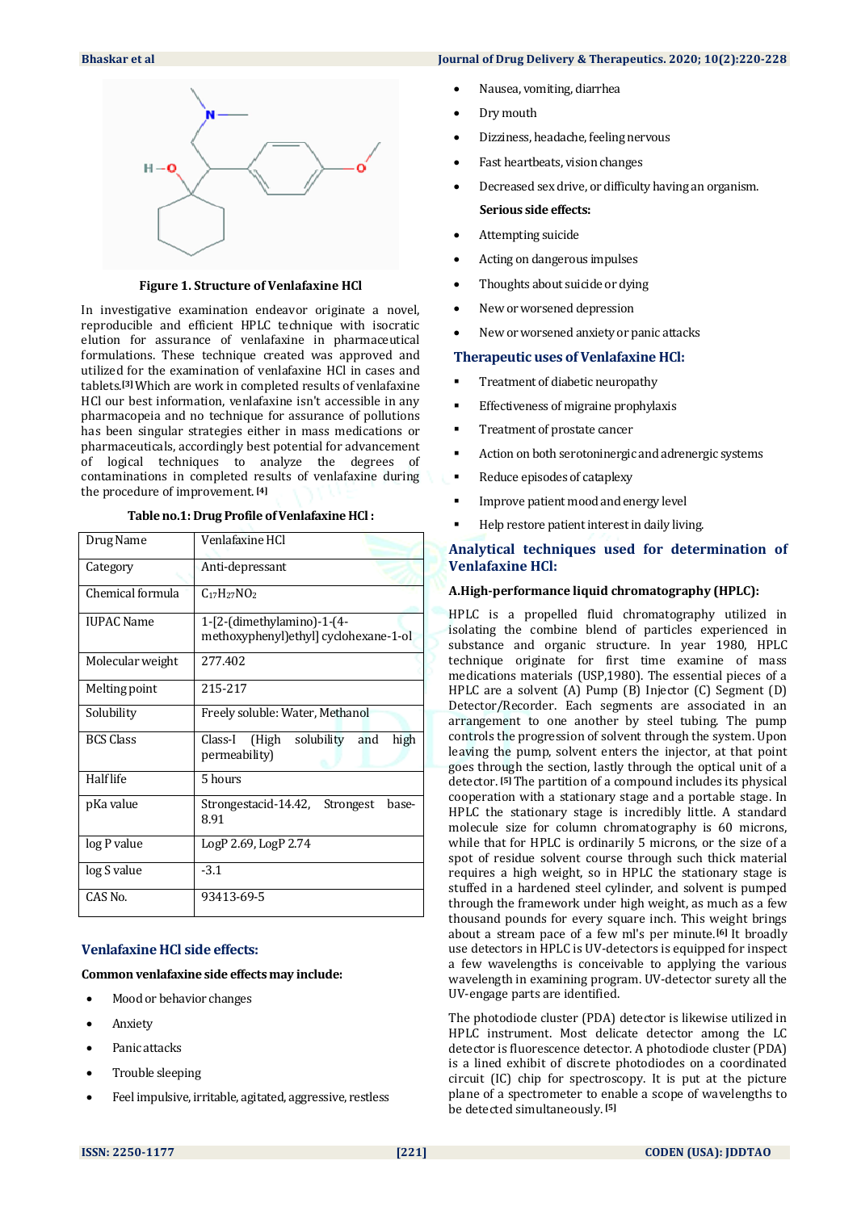Figure 1. Structure of Venlafaxine HCl

In investigative examination endeavor originate a novel, reproducible and efficient HPLC technique with isocratic elution for assurance of venlafaxine in pharmaceutical formulations. These technique created was approved and utilized for the examination of venlafaxine HCl in cases and tablets.[3] Which are work in completed results of venlafaxine HCl our best information, venlafaxine isn't accessible in any pharmacopeia and no technique for assurance of pollutions has been singular strategies either in mass medications or pharmaceuticals, accordingly best potential for advancement of logical techniques to analyze the degrees of contaminations in completed results of venlafaxine during the procedure of improvement.[4]

**Table no.1: Drug Profile of Venlafaxine HCl :**

| Drug Name | Venlafaxine HCl |
|---|---|
| Category | Anti-depressant |
| Chemical formula | $C_{17}H_{27}NO_2$ |
| IUPAC Name | 1-[2-(dimethylamino)-1-(4-methoxyphenyl)ethyl] cyclohexane-1-ol |
| Molecular weight | 277.402 |
| Melting point | 215-217 |
| Solubility | Freely soluble: Water, Methanol |
| BCS Class | Class-I (High solubility and high permeability) |
| Half life | 5 hours |
| pKa value | Strongestacid-14.42, Strongest base-8.91 |
| log P value | LogP 2.69, LogP 2.74 |
| log S value | -3.1 |
| CAS No. | 93413-69-5 |

## Venlafaxine HCl side effects:

**Common venlafaxine side effects may include:**

- Mood or behavior changes
- Anxiety
- Panic attacks
- Trouble sleeping
- Feel impulsive, irritable, agitated, aggressive, restless
- Nausea, vomiting, diarrhea
- Dry mouth
- Dizziness, headache, feeling nervous
- Fast heartbeats, vision changes
- Decreased sex drive, or difficulty having an organism.

**Serious side effects:**

- Attempting suicide
- Acting on dangerous impulses
- Thoughts about suicide or dying
- New or worsened depression
- New or worsened anxiety or panic attacks

## Therapeutic uses of Venlafaxine HCl:

- Treatment of diabetic neuropathy
- Effectiveness of migraine prophylaxis
- Treatment of prostate cancer
- Action on both serotoninergic and adrenergic systems
- Reduce episodes of cataplexy
- Improve patient mood and energy level
- Help restore patient interest in daily living.

## Analytical techniques used for determination of Venlafaxine HCl:

### A.High-performance liquid chromatography (HPLC):

HPLC is a propelled fluid chromatography utilized in isolating the combine blend of particles experienced in substance and organic structure. In year 1980, HPLC technique originate for first time examine of mass medications materials (USP,1980). The essential pieces of a HPLC are a solvent (A) Pump (B) Injector (C) Segment (D) Detector/Recorder. Each segments are associated in an arrangement to one another by steel tubing. The pump controls the progression of solvent through the system. Upon leaving the pump, solvent enters the injector, at that point goes through the section, lastly through the optical unit of a detector.[5] The partition of a compound includes its physical cooperation with a stationary stage and a portable stage. In HPLC the stationary stage is incredibly little. A standard molecule size for column chromatography is 60 microns, while that for HPLC is ordinarily 5 microns, or the size of a spot of residue solvent course through such thick material requires a high weight, so in HPLC the stationary stage is stuffed in a hardened steel cylinder, and solvent is pumped through the framework under high weight, as much as a few thousand pounds for every square inch. This weight brings about a stream pace of a few ml's per minute.[6] It broadly use detectors in HPLC is UV-detectors is equipped for inspect a few wavelengths is conceivable to applying the various wavelength in examining program. UV-detector surety all the UV-engage parts are identified.

The photodiode cluster (PDA) detector is likewise utilized in HPLC instrument. Most delicate detector among the LC detector is fluorescence detector. A photodiode cluster (PDA) is a lined exhibit of discrete photodiodes on a coordinated circuit (IC) chip for spectroscopy. It is put at the picture plane of a spectrometer to enable a scope of wavelengths to be detected simultaneously.[5]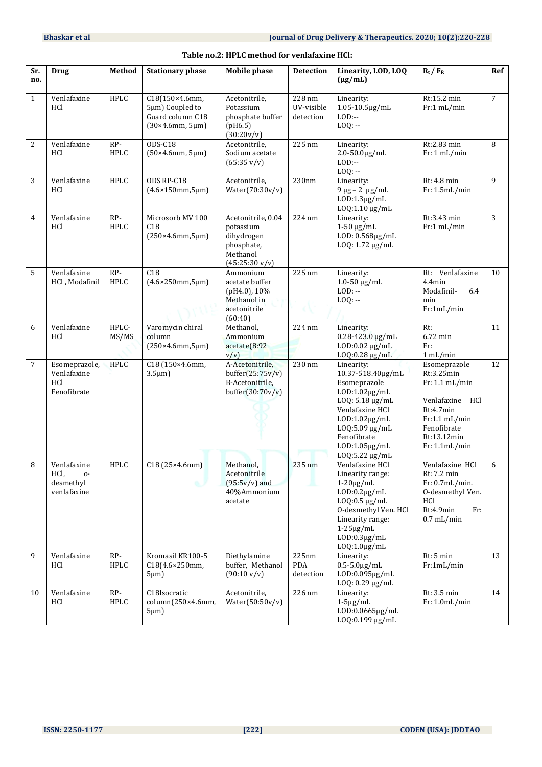**Table no.2: HPLC method for venlafaxine HCl:**

| Sr. no. | Drug | Method | Stationary phase | Mobile phase | Detection | Linearity, LOD, LOQ (µg/mL) | $R_t$ / $F_R$ | Ref |
|---|---|---|---|---|---|---|---|---|
| 1 | Venlafaxine HCl | HPLC | C18(150×4.6mm, 5µm) Coupled to Guard column C18 (30×4.6mm, 5µm) | Acetonitrile, Potassium phosphate buffer (pH6.5) (30:20v/v) | 228 nm UV-visible detection | Linearity: 1.05-10.5µg/mL LOD:-- LOQ: -- | Rt:15.2 min Fr:1 mL/min | 7 |
| 2 | Venlafaxine HCl | RP-HPLC | ODS-C18 (50×4.6mm, 5µm) | Acetonitrile, Sodium acetate (65:35 v/v) | 225 nm | Linearity: 2.0-50.0µg/mL LOD:-- LOQ: -- | Rt:2.83 min Fr: 1 mL/min | 8 |
| 3 | Venlafaxine HCl | HPLC | ODS RP-C18 (4.6×150mm,5µm) | Acetonitrile, Water(70:30v/v) | 230nm | Linearity: 9 µg – 2 µg/mL LOD:1.3µg/mL LOQ:1.10 µg/mL | Rt: 4.8 min Fr: 1.5mL/min | 9 |
| 4 | Venlafaxine HCl | RP-HPLC | Microsorb MV 100 C18 (250×4.6mm,5µm) | Acetonitrile, 0.04 potassium dihydrogen phosphate, Methanol (45:25:30 v/v) | 224 nm | Linearity: 1-50 µg/mL LOD: 0.568µg/mL LOQ: 1.72 µg/mL | Rt:3.25min Fr:1 mL/min | 3 |
| 5 | Venlafaxine HCl , Modafinil | RP-HPLC | C18 (4.6×250mm,5µm) | Ammonium acetate buffer (pH4.0), 10% Methanol in acetonitrile (60:40) | 225 nm | Linearity: 1.0-50 µg/mL LOD: -- LOQ: -- | Rt: Venlafaxine 4.4min Modafinil- 6.4 min Fr:1mL/min | 10 |
| 6 | Venlafaxine HCl | HPLC-MS/MS | Varomycin chiral column (250×4.6mm,5µm) | Methanol, Ammonium acetate(8:92 v/v) | 224 nm | Linearity: 0.28-423.0 µg/mL LOD:0.02 µg/mL LOQ:0.28 µg/mL | Rt: 6.72 min Fr: 1 mL/min | 11 |
| 7 | Esomeprazole, Venlafaxine HCl Fenofibrate | HPLC | C18 (150×4.6mm, 3.5µm) | A-Acetonitrile, buffer(25:75v/v) B-Acetonitrile, buffer(30:70v/v) | 230 nm | Linearity: 10.37-518.40µg/mL Esomeprazole LOD:1.02µg/mL LOQ: 5.18 µg/mL Venlafaxine HCl LOD:1.02µg/mL LOQ:5.09 µg/mL Fenofibrate LOD:1.05µg/mL LOQ:5.22 µg/mL | Esomeprazole Rt:3.25min Fr: 1.1 mL/min Venlafaxine HCl Rt:4.7min Fr:1.1 mL/min Fenofibrate Rt:13.12min Fr: 1.1mL/min | 12 |
| 8 | Venlafaxine HCl, o-desmethyl venlafaxine | HPLC | C18 (25×4.6mm) | Methanol, Acetonitrile (95:5v/v) and 40%Ammonium acetate | 235 nm | Venlafaxine HCl Linearity range: 1-20µg/mL LOD:0.2µg/mL LOQ:0.5 µg/mL O-desmethyl Ven. HCl Linearity range: 1-25µg/mL LOD:0.3µg/mL LOQ:1.0µg/mL | Venlafaxine HCl Rt: 7.2 min Fr: 0.7mL/min. O-desmethyl Ven. HCl Rt:4.9min Fr: 0.7 mL/min | 6 |
| 9 | Venlafaxine HCl | RP-HPLC | Kromasil KR100-5 C18(4.6×250mm, 5µm) | Diethylamine buffer, Methanol (90:10 v/v) | 225nm PDA detection | Linearity: 0.5-5.0µg/mL LOD:0.095µg/mL LOQ: 0.29 µg/mL | Rt: 5 min Fr:1mL/min | 13 |
| 10 | Venlafaxine HCl | RP-HPLC | C18Isocratic column(250×4.6mm, 5µm) | Acetonitrile, Water(50:50v/v) | 226 nm | Linearity: 1-5µg/mL LOD:0.0665µg/mL LOQ:0.199 µg/mL | Rt: 3.5 min Fr: 1.0mL/min | 14 |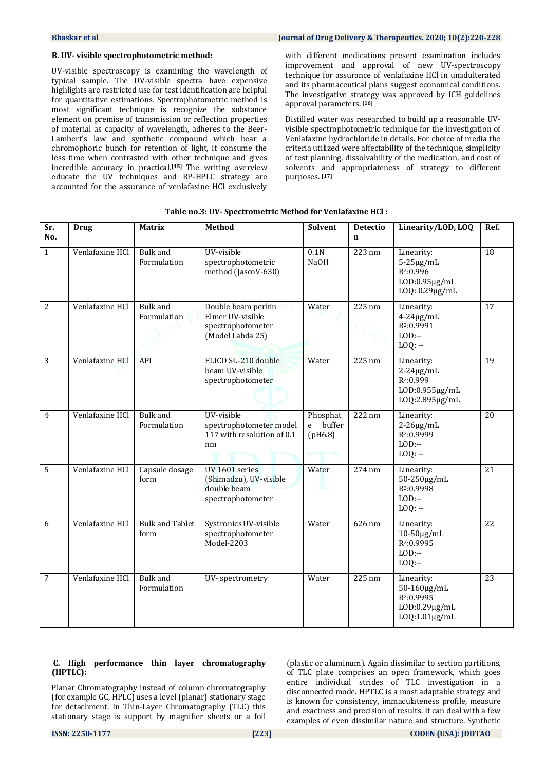### B. UV- visible spectrophotometric method:

UV-visible spectroscopy is examining the wavelength of typical sample. The UV-visible spectra have expensive highlights are restricted use for test identification are helpful for quantitative estimations. Spectrophotometric method is most significant technique is recognize the substance element on premise of transmission or reflection properties of material as capacity of wavelength, adheres to the Beer-Lambert's law and synthetic compound which bear a chromophoric bunch for retention of light, it consume the less time when contrasted with other technique and gives incredible accuracy in practical.[15] The writing overview educate the UV techniques and RP-HPLC strategy are accounted for the assurance of venlafaxine HCl exclusively with different medications present examination includes improvement and approval of new UV-spectroscopy technique for assurance of venlafaxine HCl in unadulterated and its pharmaceutical plans suggest economical conditions. The investigative strategy was approved by ICH guidelines approval parameters.[16]

Distilled water was researched to build up a reasonable UV-visible spectrophotometric technique for the investigation of Venlafaxine hydrochloride in details. For choice of media the criteria utilized were affectability of the technique, simplicity of test planning, dissolvability of the medication, and cost of solvents and appropriateness of strategy to different purposes.[17]

**Table no.3: UV- Spectrometric Method for Venlafaxine HCl :**

| Sr. No. | Drug | Matrix | Method | Solvent | Detection | Linearity/LOD, LOQ | Ref. |
|---|---|---|---|---|---|---|---|
| 1 | Venlafaxine HCl | Bulk and Formulation | UV-visible spectrophotometric method (JascoV-630) | 0.1N NaOH | 223 nm | Linearity: 5-25μg/mL $R^2$:0.996 LOD:0.95μg/mL LOQ: 0.29μg/mL | 18 |
| 2 | Venlafaxine HCl | Bulk and Formulation | Double beam perkin Elmer UV-visible spectrophotometer (Model Labda 25) | Water | 225 nm | Linearity: 4-24μg/mL $R^2$:0.9991 LOD:-- LOQ: -- | 17 |
| 3 | Venlafaxine HCl | API | ELICO SL-210 double beam UV-visible spectrophotometer | Water | 225 nm | Linearity: 2-24μg/mL $R^2$:0.999 LOD:0.955μg/mL LOQ:2.895μg/mL | 19 |
| 4 | Venlafaxine HCl | Bulk and Formulation | UV-visible spectrophotometer model 117 with resolution of 0.1 nm | Phosphate buffer (pH6.8) | 222 nm | Linearity: 2-26μg/mL $R^2$:0.9999 LOD:-- LOQ: -- | 20 |
| 5 | Venlafaxine HCl | Capsule dosage form | UV 1601 series (Shimadzu), UV-visible double beam spectrophotometer | Water | 274 nm | Linearity: 50-250μg/mL $R^2$:0.9998 LOD:-- LOQ: -- | 21 |
| 6 | Venlafaxine HCl | Bulk and Tablet form | Systronics UV-visible spectrophotometer Model-2203 | Water | 626 nm | Linearity: 10-50μg/mL $R^2$:0.9995 LOD:-- LOQ:-- | 22 |
| 7 | Venlafaxine HCl | Bulk and Formulation | UV- spectrometry | Water | 225 nm | Linearity: 50-160μg/mL $R^2$:0.9995 LOD:0.29μg/mL LOQ:1.01μg/mL | 23 |

### C. High performance thin layer chromatography (HPTLC):

Planar Chromatography instead of column chromatography (for example GC, HPLC) uses a level (planar) stationary stage for detachment. In Thin-Layer Chromatography (TLC) this stationary stage is support by magnifier sheets or a foil (plastic or aluminum). Again dissimilar to section partitions, of TLC plate comprises an open framework, which goes entire individual strides of TLC investigation in a disconnected mode. HPTLC is a most adaptable strategy and is known for consistency, immaculateness profile, measure and exactness and precision of results. It can deal with a few examples of even dissimilar nature and structure. Synthetic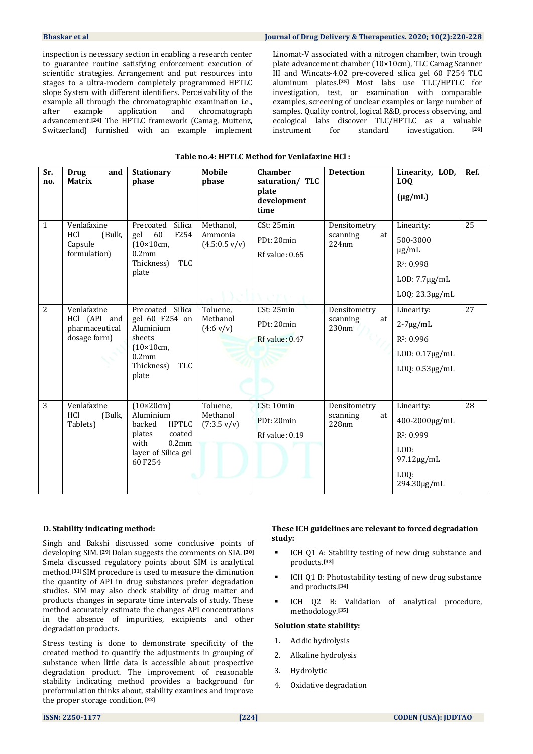inspection is necessary section in enabling a research center to guarantee routine satisfying enforcement execution of scientific strategies. Arrangement and put resources into stages to a ultra-modern completely programmed HPTLC slope System with different identifiers. Perceivability of the example all through the chromatographic examination i.e., after example application and chromatograph advancement.[24] The HPTLC framework (Camag, Muttenz, Switzerland) furnished with an example implement Linomat-V associated with a nitrogen chamber, twin trough plate advancement chamber (10×10cm), TLC Camag Scanner III and Wincats-4.02 pre-covered silica gel 60 F254 TLC aluminum plates.[25] Most labs use TLC/HPTLC for investigation, test, or examination with comparable examples, screening of unclear examples or large number of samples. Quality control, logical R&D, process observing, and ecological labs discover TLC/HPTLC as a valuable instrument for standard investigation. [26]

**Table no.4: HPTLC Method for Venlafaxine HCl :**

| Sr. no. | Drug and Matrix | Stationary phase | Mobile phase | Chamber saturation/ TLC plate development time | Detection | Linearity, LOD, LOQ (μg/mL) | Ref. |
|---|---|---|---|---|---|---|---|
| 1 | Venlafaxine HCl (Bulk, Capsule formulation) | Precoated Silica gel 60 F254 (10×10cm, 0.2mm Thickness) TLC plate | Methanol, Ammonia (4.5:0.5 v/v) | CSt: 25min PDt: 20min Rf value: 0.65 | Densitometry scanning at 224nm | Linearity: 500-3000 μg/mL $R^2$: 0.998 LOD: 7.7μg/mL LOQ: 23.3μg/mL | 25 |
| 2 | Venlafaxine HCl (API and pharmaceutical dosage form) | Precoated Silica gel 60 F254 on Aluminium sheets (10×10cm, 0.2mm Thickness) TLC plate | Toluene, Methanol (4:6 v/v) | CSt: 25min PDt: 20min Rf value: 0.47 | Densitometry scanning at 230nm | Linearity: 2-7μg/mL $R^2$: 0.996 LOD: 0.17μg/mL LOQ: 0.53μg/mL | 27 |
| 3 | Venlafaxine HCl (Bulk, Tablets) | (10×20cm) Aluminium backed HPTLC plates coated with 0.2mm layer of Silica gel 60 F254 | Toluene, Methanol (7:3.5 v/v) | CSt: 10min PDt: 20min Rf value: 0.19 | Densitometry scanning at 228nm | Linearity: 400-2000μg/mL $R^2$: 0.999 LOD: 97.12μg/mL LOQ: 294.30μg/mL | 28 |

**D. Stability indicating method:**

Singh and Bakshi discussed some conclusive points of developing SIM. [29] Dolan suggests the comments on SIA. [30] Smela discussed regulatory points about SIM is analytical method.[31] SIM procedure is used to measure the diminution the quantity of API in drug substances prefer degradation studies. SIM may also check stability of drug matter and products changes in separate time intervals of study. These method accurately estimate the changes API concentrations in the absence of impurities, excipients and other degradation products.

Stress testing is done to demonstrate specificity of the created method to quantify the adjustments in grouping of substance when little data is accessible about prospective degradation product. The improvement of reasonable stability indicating method provides a background for preformulation thinks about, stability examines and improve the proper storage condition. [32]

**These ICH guidelines are relevant to forced degradation study:**

- ICH Q1 A: Stability testing of new drug substance and products.[33]
- ICH Q1 B: Photostability testing of new drug substance and products.[34]
- ICH Q2 B: Validation of analytical procedure, methodology.[35]

**Solution state stability:**

1. Acidic hydrolysis
2. Alkaline hydrolysis
3. Hydrolytic
4. Oxidative degradation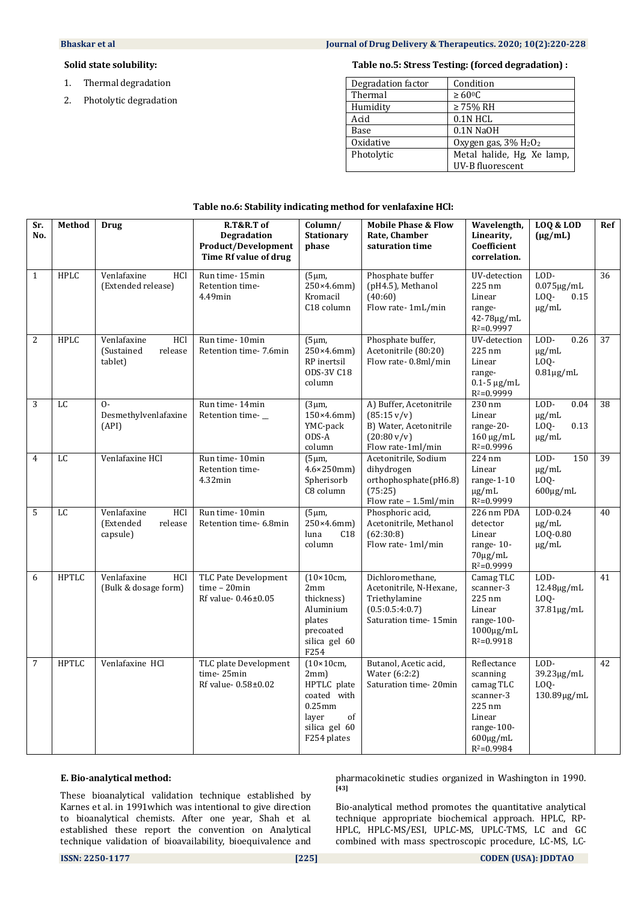**Solid state solubility:**

1. Thermal degradation
2. Photolytic degradation

**Table no.5: Stress Testing: (forced degradation) :**

| Degradation factor | Condition |
|---|---|
| Thermal | ≥ 60⁰C |
| Humidity | ≥ 75% RH |
| Acid | 0.1N HCL |
| Base | 0.1N NaOH |
| Oxidative | Oxygen gas, 3% $H_2O_2$ |
| Photolytic | Metal halide, Hg, Xe lamp, UV-B fluorescent |

**Table no.6: Stability indicating method for venlafaxine HCl:**

| Sr. No. | Method | Drug | R.T&R.T of Degradation Product/Development Time Rf value of drug | Column/ Stationary phase | Mobile Phase & Flow Rate, Chamber saturation time | Wavelength, Linearity, Coefficient correlation. | LOQ & LOD (μg/mL) | Ref |
|---|---|---|---|---|---|---|---|---|
| 1 | HPLC | Venlafaxine HCl (Extended release) | Run time- 15min Retention time- 4.49min | (5μm, 250×4.6mm) Kromacil C18 column | Phosphate buffer (pH4.5), Methanol (40:60) Flow rate- 1mL/min | UV-detection 225 nm Linear range- 42-78μg/mL $R^2$=0.9997 | LOD- 0.075μg/mL LOQ- 0.15 μg/mL | 36 |
| 2 | HPLC | Venlafaxine HCl (Sustained release tablet) | Run time- 10min Retention time- 7.6min | (5μm, 250×4.6mm) RP inertsil ODS-3V C18 column | Phosphate buffer, Acetonitrile (80:20) Flow rate- 0.8ml/min | UV-detection 225 nm Linear range- 0.1-5 μg/mL $R^2$=0.9999 | LOD- 0.26 μg/mL LOQ- 0.81μg/mL | 37 |
| 3 | LC | O-Desmethylvenlafaxine (API) | Run time- 14min Retention time- __ | (3μm, 150×4.6mm) YMC-pack ODS-A column | A) Buffer, Acetonitrile (85:15 v/v) B) Water, Acetonitrile (20:80 v/v) Flow rate-1ml/min | 230 nm Linear range-20-160 μg/mL $R^2$=0.9996 | LOD- 0.04 μg/mL LOQ- 0.13 μg/mL | 38 |
| 4 | LC | Venlafaxine HCl | Run time- 10min Retention time- 4.32min | (5μm, 4.6×250mm) Spherisorb C8 column | Acetonitrile, Sodium dihydrogen orthophosphate(pH6.8) (75:25) Flow rate – 1.5ml/min | 224 nm Linear range-1-10 μg/mL $R^2$=0.9999 | LOD- 150 μg/mL LOQ- 600μg/mL | 39 |
| 5 | LC | Venlafaxine HCl (Extended release capsule) | Run time- 10min Retention time- 6.8min | (5μm, 250×4.6mm) luna C18 column | Phosphoric acid, Acetonitrile, Methanol (62:30:8) Flow rate- 1ml/min | 226 nm PDA detector Linear range- 10-70μg/mL $R^2$=0.9999 | LOD-0.24 μg/mL LOQ-0.80 μg/mL | 40 |
| 6 | HPTLC | Venlafaxine HCl (Bulk & dosage form) | TLC Pate Development time – 20min Rf value- 0.46±0.05 | (10×10cm, 2mm thickness) Aluminium plates precoated silica gel 60 F254 | Dichloromethane, Acetonitrile, N-Hexane, Triethylamine (0.5:0.5:4:0.7) Saturation time- 15min | Camag TLC scanner-3 225 nm Linear range-100-1000μg/mL $R^2$=0.9918 | LOD- 12.48μg/mL LOQ- 37.81μg/mL | 41 |
| 7 | HPTLC | Venlafaxine HCl | TLC plate Development time- 25min Rf value- 0.58±0.02 | (10×10cm, 2mm) HPTLC plate coated with 0.25mm layer of silica gel 60 F254 plates | Butanol, Acetic acid, Water (6:2:2) Saturation time- 20min | Reflectance scanning camag TLC scanner-3 225 nm Linear range-100-600μg/mL $R^2$=0.9984 | LOD- 39.23μg/mL LOQ- 130.89μg/mL | 42 |

**E. Bio-analytical method:**

These bioanalytical validation technique established by Karnes et al. in 1991which was intentional to give direction to bioanalytical chemists. After one year, Shah et al. established these report the convention on Analytical technique validation of bioavailability, bioequivalence and pharmacokinetic studies organized in Washington in 1990. [43]

Bio-analytical method promotes the quantitative analytical technique appropriate biochemical approach. HPLC, RP-HPLC, HPLC-MS/ESI, UPLC-MS, UPLC-TMS, LC and GC combined with mass spectroscopic procedure, LC-MS, LC-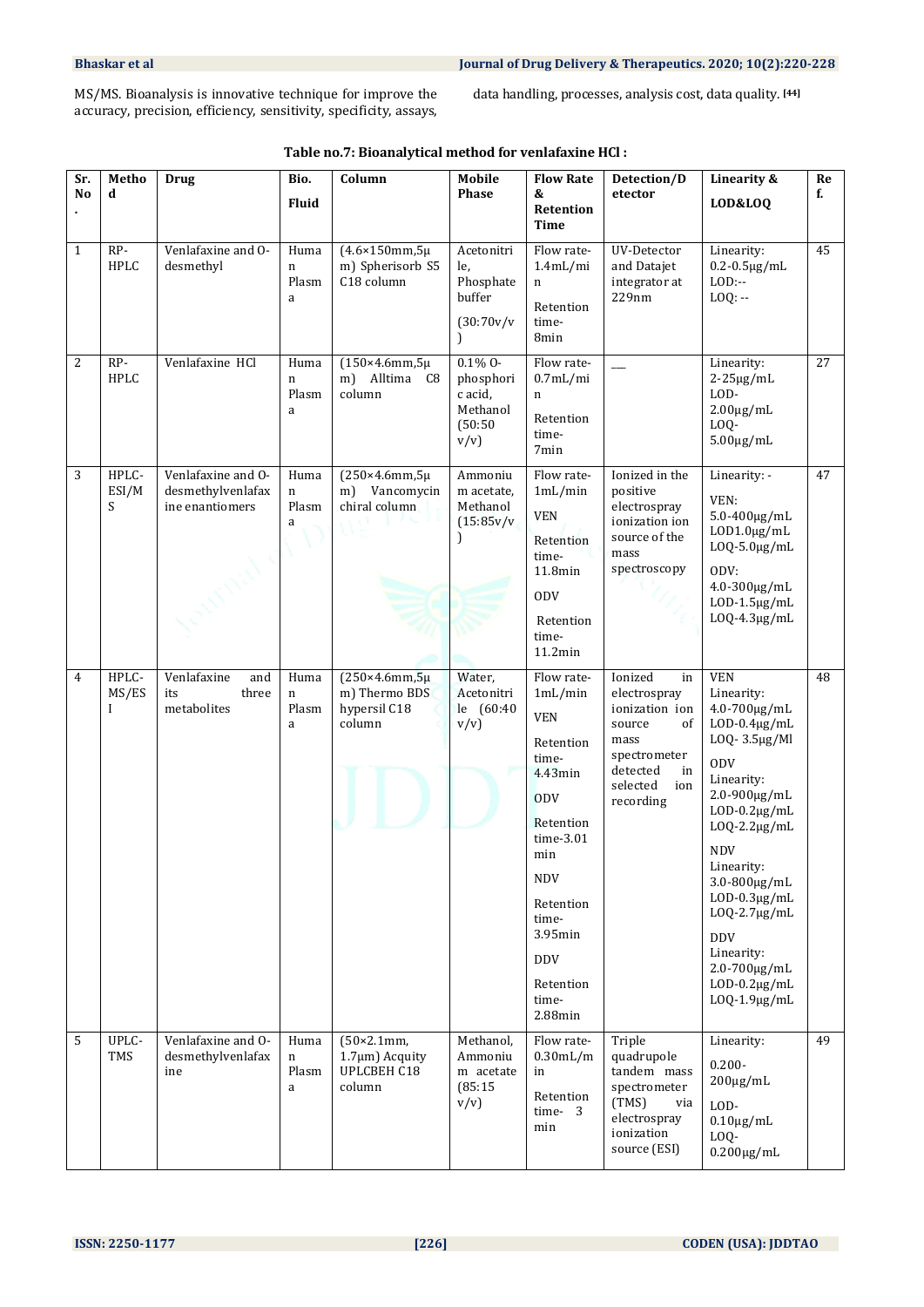MS/MS. Bioanalysis is innovative technique for improve the accuracy, precision, efficiency, sensitivity, specificity, assays, data handling, processes, analysis cost, data quality. [44]

**Table no.7: Bioanalytical method for venlafaxine HCl :**

| Sr. No. | Method | Drug | Bio. Fluid | Column | Mobile Phase | Flow Rate & Retention Time | Detection/Detector | Linearity & LOD&LOQ | Ref. |
|---|---|---|---|---|---|---|---|---|---|
| 1 | RP-HPLC | Venlafaxine and O-desmethyl | Human Plasma | (4.6×150mm,5μm) Spherisorb S5 C18 column | Acetonitrile, Phosphate buffer (30:70v/v) | Flow rate-1.4mL/min Retention time-8min | UV-Detector and Datajet integrator at 229nm | Linearity: 0.2-0.5μg/mL LOD:-- LOQ: -- | 45 |
| 2 | RP-HPLC | Venlafaxine HCl | Human Plasma | (150×4.6mm,5μm) Alltima C8 column | 0.1% O-phosphoric acid, Methanol (50:50 v/v) | Flow rate-0.7mL/min Retention time-7min | ___ | Linearity: 2-25μg/mL LOD-2.00μg/mL LOQ-5.00μg/mL | 27 |
| 3 | HPLC-ESI/MS | Venlafaxine and O-desmethylvenlafaxine enantiomers | Human Plasma | (250×4.6mm,5μm) Vancomycin chiral column | Ammonium acetate, Methanol (15:85v/v) | Flow rate-1mL/min VEN Retention time-11.8min ODV Retention time-11.2min | Ionized in the positive electrospray ionization ion source of the mass spectroscopy | Linearity: - VEN: 5.0-400μg/mL LOD1.0μg/mL LOQ-5.0μg/mL ODV: 4.0-300μg/mL LOD-1.5μg/mL LOQ-4.3μg/mL | 47 |
| 4 | HPLC-MS/ESI | Venlafaxine and its three metabolites | Human Plasma | (250×4.6mm,5μm) Thermo BDS hypersil C18 column | Water, Acetonitrile (60:40 v/v) | Flow rate-1mL/min VEN Retention time-4.43min ODV Retention time-3.01 min NDV Retention time-3.95min DDV Retention time-2.88min | Ionized in electrospray ionization ion source of mass spectrometer detected in selected ion recording | VEN Linearity: 4.0-700μg/mL LOD-0.4μg/mL LOQ- 3.5μg/Ml ODV Linearity: 2.0-900μg/mL LOD-0.2μg/mL LOQ-2.2μg/mL NDV Linearity: 3.0-800μg/mL LOD-0.3μg/mL LOQ-2.7μg/mL DDV Linearity: 2.0-700μg/mL LOD-0.2μg/mL LOQ-1.9μg/mL | 48 |
| 5 | UPLC-TMS | Venlafaxine and O-desmethylvenlafaxine | Human Plasma | (50×2.1mm, 1.7μm) Acquity UPLCBEH C18 column | Methanol, Ammonium acetate (85:15 v/v) | Flow rate-0.30mL/min Retention time- 3 min | Triple quadrupole tandem mass spectrometer (TMS) via electrospray ionization source (ESI) | Linearity: 0.200-200μg/mL LOD-0.10μg/mL LOQ-0.200μg/mL | 49 |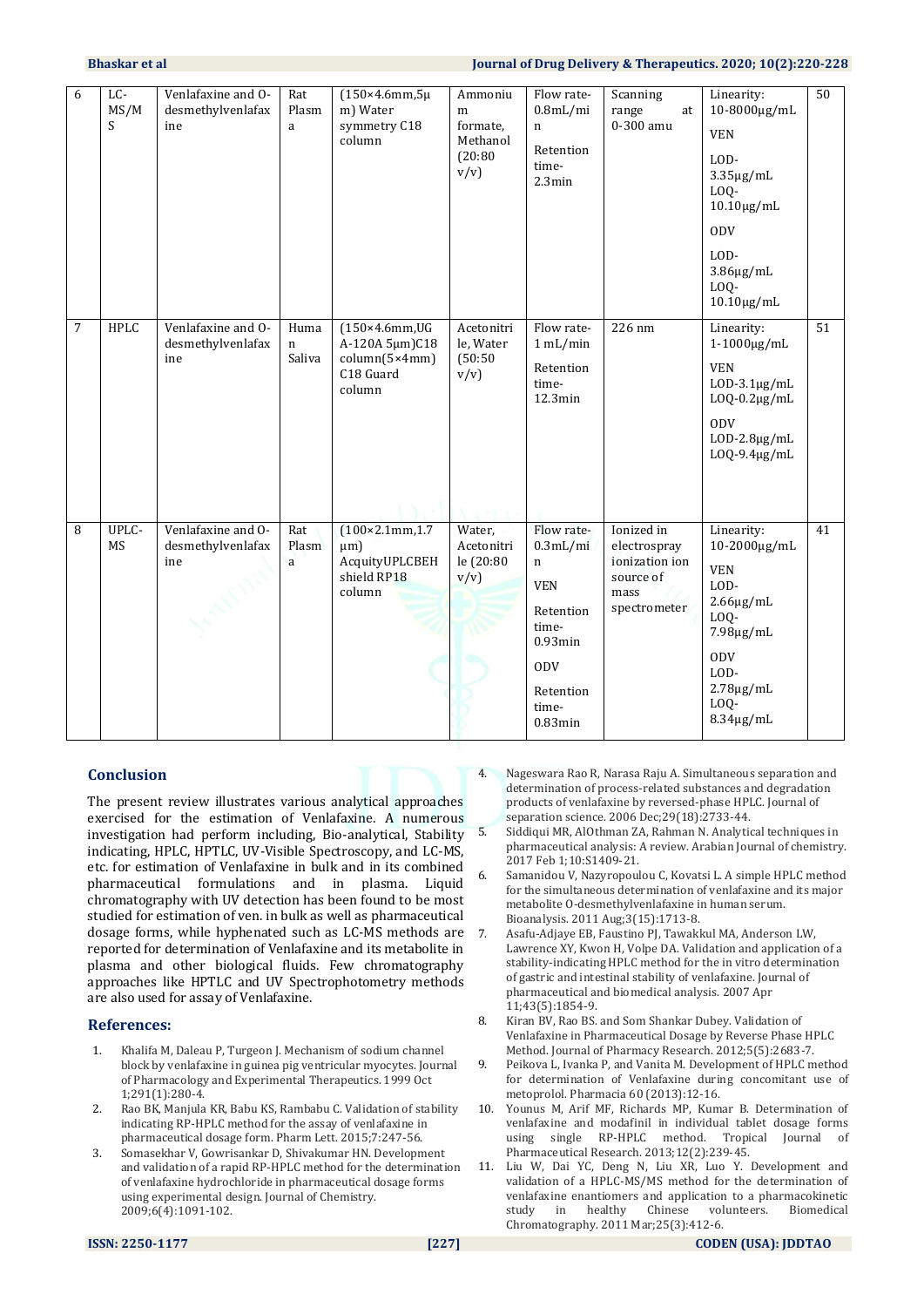| 6 | LC-MS/MS | Venlafaxine and O-desmethylvenlafaxine | Rat Plasma | (150×4.6mm,5µ m) Water symmetry C18 column | Ammonium formate, Methanol (20:80 v/v) | Flow rate- 0.8mL/min<br>Retention time- 2.3min | Scanning range at 0-300 amu | Linearity: 10-8000µg/mL<br>VEN<br>LOD- 3.35µg/mL<br>LOQ- 10.10µg/mL<br>ODV<br>LOD- 3.86µg/mL<br>LOQ- 10.10µg/mL | 50 |
|---|---|---|---|---|---|---|---|---|---|
| 7 | HPLC | Venlafaxine and O-desmethylvenlafaxine | Human Saliva | (150×4.6mm,UG A-120A 5µm)C18 column(5×4mm) C18 Guard column | Acetonitrile, Water (50:50 v/v) | Flow rate- 1 mL/min<br>Retention time- 12.3min | 226 nm | Linearity: 1-1000µg/mL<br>VEN<br>LOD-3.1µg/mL<br>LOQ-0.2µg/mL<br>ODV<br>LOD-2.8µg/mL<br>LOQ-9.4µg/mL | 51 |
| 8 | UPLC-MS | Venlafaxine and O-desmethylvenlafaxine | Rat Plasma | (100×2.1mm,1.7 µm) AcquityUPLCBEH shield RP18 column | Water, Acetonitrile (20:80 v/v) | Flow rate- 0.3mL/min<br>VEN<br>Retention time- 0.93min<br>ODV<br>Retention time- 0.83min | Ionized in electrospray ionization ion source of mass spectrometer | Linearity: 10-2000µg/mL<br>VEN<br>LOD- 2.66µg/mL<br>LOQ- 7.98µg/mL<br>ODV<br>LOD- 2.78µg/mL<br>LOQ- 8.34µg/mL | 41 |

## Conclusion

The present review illustrates various analytical approaches exercised for the estimation of Venlafaxine. A numerous investigation had perform including, Bio-analytical, Stability indicating, HPLC, HPTLC, UV-Visible Spectroscopy, and LC-MS, etc. for estimation of Venlafaxine in bulk and in its combined pharmaceutical formulations and in plasma. Liquid chromatography with UV detection has been found to be most studied for estimation of ven. in bulk as well as pharmaceutical dosage forms, while hyphenated such as LC-MS methods are reported for determination of Venlafaxine and its metabolite in plasma and other biological fluids. Few chromatography approaches like HPTLC and UV Spectrophotometry methods are also used for assay of Venlafaxine.

## References:

1. Khalifa M, Daleau P, Turgeon J. Mechanism of sodium channel block by venlafaxine in guinea pig ventricular myocytes. Journal of Pharmacology and Experimental Therapeutics. 1999 Oct 1;291(1):280-4.
2. Rao BK, Manjula KR, Babu KS, Rambabu C. Validation of stability indicating RP-HPLC method for the assay of venlafaxine in pharmaceutical dosage form. Pharm Lett. 2015;7:247-56.
3. Somasekhar V, Gowrisankar D, Shivakumar HN. Development and validation of a rapid RP-HPLC method for the determination of venlafaxine hydrochloride in pharmaceutical dosage forms using experimental design. Journal of Chemistry. 2009;6(4):1091-102.
4. Nageswara Rao R, Narasa Raju A. Simultaneous separation and determination of process-related substances and degradation products of venlafaxine by reversed-phase HPLC. Journal of separation science. 2006 Dec;29(18):2733-44.
5. Siddiqui MR, AlOthman ZA, Rahman N. Analytical techniques in pharmaceutical analysis: A review. Arabian Journal of chemistry. 2017 Feb 1;10:S1409-21.
6. Samanidou V, Nazyropoulou C, Kovatsi L. A simple HPLC method for the simultaneous determination of venlafaxine and its major metabolite O-desmethylvenlafaxine in human serum. Bioanalysis. 2011 Aug;3(15):1713-8.
7. Asafu-Adjaye EB, Faustino PJ, Tawakkul MA, Anderson LW, Lawrence XY, Kwon H, Volpe DA. Validation and application of a stability-indicating HPLC method for the in vitro determination of gastric and intestinal stability of venlafaxine. Journal of pharmaceutical and biomedical analysis. 2007 Apr 11;43(5):1854-9.
8. Kiran BV, Rao BS. and Som Shankar Dubey. Validation of Venlafaxine in Pharmaceutical Dosage by Reverse Phase HPLC Method. Journal of Pharmacy Research. 2012;5(5):2683-7.
9. Peikova L, Ivanka P, and Vanita M. Development of HPLC method for determination of Venlafaxine during concomitant use of metoprolol. Pharmacia 60 (2013):12-16.
10. Younus M, Arif MF, Richards MP, Kumar B. Determination of venlafaxine and modafinil in individual tablet dosage forms using single RP-HPLC method. Tropical Journal of Pharmaceutical Research. 2013;12(2):239-45.
11. Liu W, Dai YC, Deng N, Liu XR, Luo Y. Development and validation of a HPLC-MS/MS method for the determination of venlafaxine enantiomers and application to a pharmacokinetic study in healthy Chinese volunteers. Biomedical Chromatography. 2011 Mar;25(3):412-6.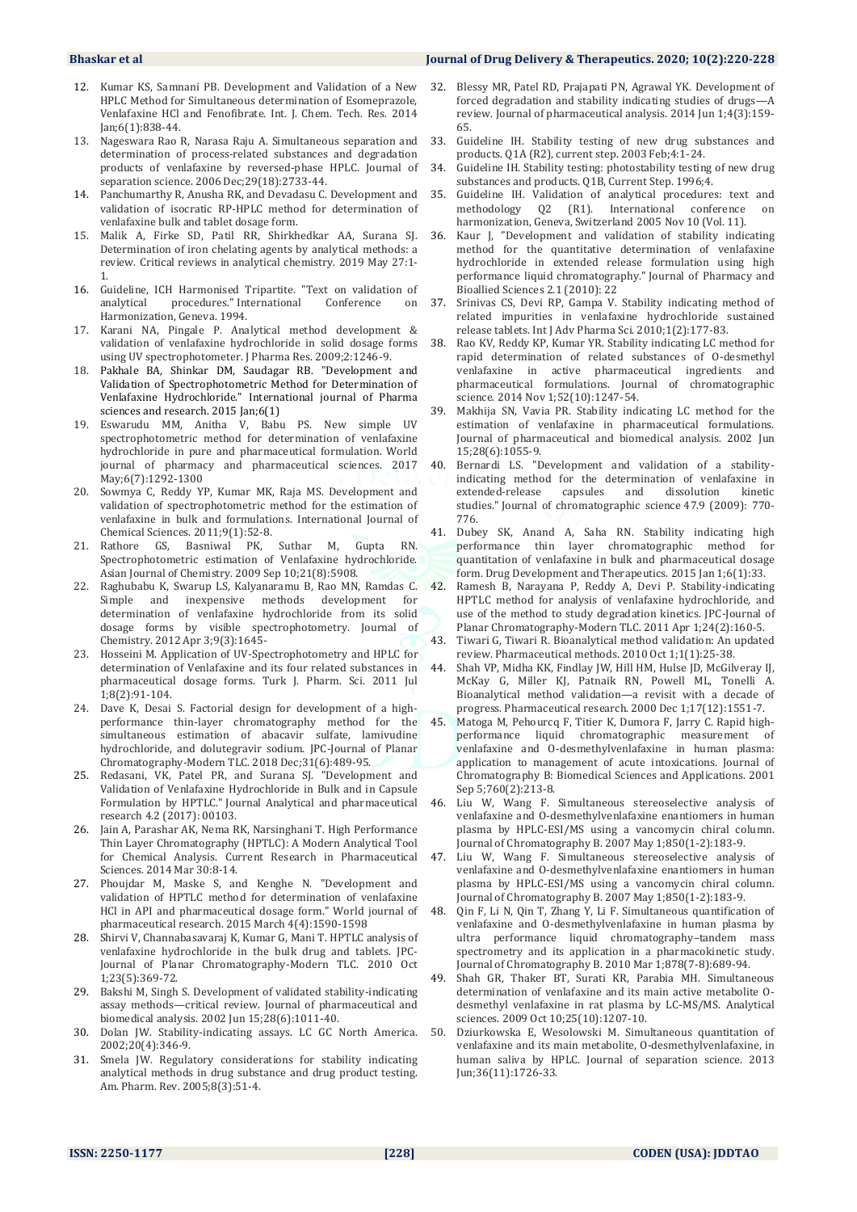12. Kumar KS, Samnani PB. Development and Validation of a New HPLC Method for Simultaneous determination of Esomeprazole, Venlafaxine HCl and Fenofibrate. Int. J. Chem. Tech. Res. 2014 Jan;6(1):838-44.
13. Nageswara Rao R, Narasa Raju A. Simultaneous separation and determination of process‐related substances and degradation products of venlafaxine by reversed‐phase HPLC. Journal of separation science. 2006 Dec;29(18):2733-44.
14. Panchumarthy R, Anusha RK, and Devadasu C. Development and validation of isocratic RP-HPLC method for determination of venlafaxine bulk and tablet dosage form.
15. Malik A, Firke SD, Patil RR, Shirkhedkar AA, Surana SJ. Determination of iron chelating agents by analytical methods: a review. Critical reviews in analytical chemistry. 2019 May 27:1-1.
16. Guideline, ICH Harmonised Tripartite. "Text on validation of analytical procedures." International Conference on Harmonization, Geneva. 1994.
17. Karani NA, Pingale P. Analytical method development & validation of venlafaxine hydrochloride in solid dosage forms using UV spectrophotometer. J Pharma Res. 2009;2:1246-9.
18. Pakhale BA, Shinkar DM, Saudagar RB. "Development and Validation of Spectrophotometric Method for Determination of Venlafaxine Hydrochloride." International journal of Pharma sciences and research. 2015 Jan;6(1)
19. Eswarudu MM, Anitha V, Babu PS. New simple UV spectrophotometric method for determination of venlafaxine hydrochloride in pure and pharmaceutical formulation. World journal of pharmacy and pharmaceutical sciences. 2017 May;6(7):1292-1300
20. Sowmya C, Reddy YP, Kumar MK, Raja MS. Development and validation of spectrophotometric method for the estimation of venlafaxine in bulk and formulations. International Journal of Chemical Sciences. 2011;9(1):52-8.
21. Rathore GS, Basniwal PK, Suthar M, Gupta RN. Spectrophotometric estimation of Venlafaxine hydrochloride. Asian Journal of Chemistry. 2009 Sep 10;21(8):5908.
22. Raghubabu K, Swarup LS, Kalyanaramu B, Rao MN, Ramdas C. Simple and inexpensive methods development for determination of venlafaxine hydrochloride from its solid dosage forms by visible spectrophotometry. Journal of Chemistry. 2012 Apr 3;9(3):1645-
23. Hosseini M. Application of UV-Spectrophotometry and HPLC for determination of Venlafaxine and its four related substances in pharmaceutical dosage forms. Turk J. Pharm. Sci. 2011 Jul 1;8(2):91-104.
24. Dave K, Desai S. Factorial design for development of a high-performance thin-layer chromatography method for the simultaneous estimation of abacavir sulfate, lamivudine hydrochloride, and dolutegravir sodium. JPC-Journal of Planar Chromatography-Modern TLC. 2018 Dec;31(6):489-95.
25. Redasani, VK, Patel PR, and Surana SJ. "Development and Validation of Venlafaxine Hydrochloride in Bulk and in Capsule Formulation by HPTLC." Journal Analytical and pharmaceutical research 4.2 (2017): 00103.
26. Jain A, Parashar AK, Nema RK, Narsinghani T. High Performance Thin Layer Chromatography (HPTLC): A Modern Analytical Tool for Chemical Analysis. Current Research in Pharmaceutical Sciences. 2014 Mar 30:8-14.
27. Phoujdar M, Maske S, and Kenghe N. "Development and validation of HPTLC method for determination of venlafaxine HCl in API and pharmaceutical dosage form." World journal of pharmaceutical research. 2015 March 4(4):1590-1598
28. Shirvi V, Channabasavaraj K, Kumar G, Mani T. HPTLC analysis of venlafaxine hydrochloride in the bulk drug and tablets. JPC-Journal of Planar Chromatography-Modern TLC. 2010 Oct 1;23(5):369-72.
29. Bakshi M, Singh S. Development of validated stability-indicating assay methods—critical review. Journal of pharmaceutical and biomedical analysis. 2002 Jun 15;28(6):1011-40.
30. Dolan JW. Stability-indicating assays. LC GC North America. 2002;20(4):346-9.
31. Smela JW. Regulatory considerations for stability indicating analytical methods in drug substance and drug product testing. Am. Pharm. Rev. 2005;8(3):51-4.
32. Blessy MR, Patel RD, Prajapati PN, Agrawal YK. Development of forced degradation and stability indicating studies of drugs—A review. Journal of pharmaceutical analysis. 2014 Jun 1;4(3):159-65.
33. Guideline IH. Stability testing of new drug substances and products. Q1A (R2), current step. 2003 Feb;4:1-24.
34. Guideline IH. Stability testing: photostability testing of new drug substances and products. Q1B, Current Step. 1996;4.
35. Guideline IH. Validation of analytical procedures: text and methodology Q2 (R1). International conference on harmonization, Geneva, Switzerland 2005 Nov 10 (Vol. 11).
36. Kaur J, "Development and validation of stability indicating method for the quantitative determination of venlafaxine hydrochloride in extended release formulation using high performance liquid chromatography." Journal of Pharmacy and Bioallied Sciences 2.1 (2010): 22
37. Srinivas CS, Devi RP, Gampa V. Stability indicating method of related impurities in venlafaxine hydrochloride sustained release tablets. Int J Adv Pharma Sci. 2010;1(2):177-83.
38. Rao KV, Reddy KP, Kumar YR. Stability indicating LC method for rapid determination of related substances of O-desmethyl venlafaxine in active pharmaceutical ingredients and pharmaceutical formulations. Journal of chromatographic science. 2014 Nov 1;52(10):1247-54.
39. Makhija SN, Vavia PR. Stability indicating LC method for the estimation of venlafaxine in pharmaceutical formulations. Journal of pharmaceutical and biomedical analysis. 2002 Jun 15;28(6):1055-9.
40. Bernardi LS. "Development and validation of a stability-indicating method for the determination of venlafaxine in extended-release capsules and dissolution kinetic studies." Journal of chromatographic science 47.9 (2009): 770-776.
41. Dubey SK, Anand A, Saha RN. Stability indicating high performance thin layer chromatographic method for quantitation of venlafaxine in bulk and pharmaceutical dosage form. Drug Development and Therapeutics. 2015 Jan 1;6(1):33.
42. Ramesh B, Narayana P, Reddy A, Devi P. Stability-indicating HPTLC method for analysis of venlafaxine hydrochloride, and use of the method to study degradation kinetics. JPC-Journal of Planar Chromatography-Modern TLC. 2011 Apr 1;24(2):160-5.
43. Tiwari G, Tiwari R. Bioanalytical method validation: An updated review. Pharmaceutical methods. 2010 Oct 1;1(1):25-38.
44. Shah VP, Midha KK, Findlay JW, Hill HM, Hulse JD, McGilveray IJ, McKay G, Miller KJ, Patnaik RN, Powell ML, Tonelli A. Bioanalytical method validation—a revisit with a decade of progress. Pharmaceutical research. 2000 Dec 1;17(12):1551-7.
45. Matoga M, Pehourcq F, Titier K, Dumora F, Jarry C. Rapid high-performance liquid chromatographic measurement of venlafaxine and O-desmethylvenlafaxine in human plasma: application to management of acute intoxications. Journal of Chromatography B: Biomedical Sciences and Applications. 2001 Sep 5;760(2):213-8.
46. Liu W, Wang F. Simultaneous stereoselective analysis of venlafaxine and O-desmethylvenlafaxine enantiomers in human plasma by HPLC-ESI/MS using a vancomycin chiral column. Journal of Chromatography B. 2007 May 1;850(1-2):183-9.
47. Liu W, Wang F. Simultaneous stereoselective analysis of venlafaxine and O-desmethylvenlafaxine enantiomers in human plasma by HPLC-ESI/MS using a vancomycin chiral column. Journal of Chromatography B. 2007 May 1;850(1-2):183-9.
48. Qin F, Li N, Qin T, Zhang Y, Li F. Simultaneous quantification of venlafaxine and O-desmethylvenlafaxine in human plasma by ultra performance liquid chromatography–tandem mass spectrometry and its application in a pharmacokinetic study. Journal of Chromatography B. 2010 Mar 1;878(7-8):689-94.
49. Shah GR, Thaker BT, Surati KR, Parabia MH. Simultaneous determination of venlafaxine and its main active metabolite O-desmethyl venlafaxine in rat plasma by LC-MS/MS. Analytical sciences. 2009 Oct 10;25(10):1207-10.
50. Dziurkowska E, Wesolowski M. Simultaneous quantitation of venlafaxine and its main metabolite, O‐desmethylvenlafaxine, in human saliva by HPLC. Journal of separation science. 2013 Jun;36(11):1726-33.